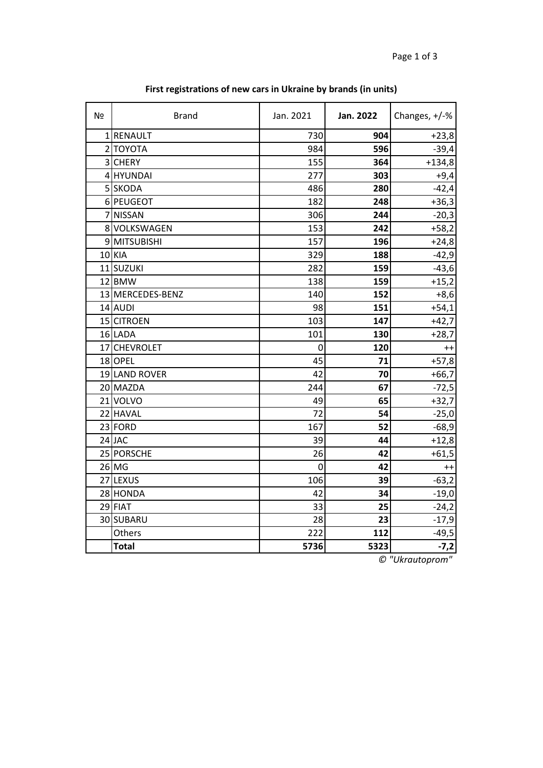**First registrations of new cars in Ukraine by brands (in units)**

| № | Brand | Jan. 2021 | **Jan. 2022** | Changes, +/-% |
|---|---|---|---|---|
| 1 | RENAULT | 730 | **904** | +23,8 |
| 2 | TOYOTA | 984 | **596** | -39,4 |
| 3 | CHERY | 155 | **364** | +134,8 |
| 4 | HYUNDAI | 277 | **303** | +9,4 |
| 5 | SKODA | 486 | **280** | -42,4 |
| 6 | PEUGEOT | 182 | **248** | +36,3 |
| 7 | NISSAN | 306 | **244** | -20,3 |
| 8 | VOLKSWAGEN | 153 | **242** | +58,2 |
| 9 | MITSUBISHI | 157 | **196** | +24,8 |
| 10 | KIA | 329 | **188** | -42,9 |
| 11 | SUZUKI | 282 | **159** | -43,6 |
| 12 | BMW | 138 | **159** | +15,2 |
| 13 | MERCEDES-BENZ | 140 | **152** | +8,6 |
| 14 | AUDI | 98 | **151** | +54,1 |
| 15 | CITROEN | 103 | **147** | +42,7 |
| 16 | LADA | 101 | **130** | +28,7 |
| 17 | CHEVROLET | 0 | **120** | ++ |
| 18 | OPEL | 45 | **71** | +57,8 |
| 19 | LAND ROVER | 42 | **70** | +66,7 |
| 20 | MAZDA | 244 | **67** | -72,5 |
| 21 | VOLVO | 49 | **65** | +32,7 |
| 22 | HAVAL | 72 | **54** | -25,0 |
| 23 | FORD | 167 | **52** | -68,9 |
| 24 | JAC | 39 | **44** | +12,8 |
| 25 | PORSCHE | 26 | **42** | +61,5 |
| 26 | MG | 0 | **42** | ++ |
| 27 | LEXUS | 106 | **39** | -63,2 |
| 28 | HONDA | 42 | **34** | -19,0 |
| 29 | FIAT | 33 | **25** | -24,2 |
| 30 | SUBARU | 28 | **23** | -17,9 |
| | Others | 222 | **112** | -49,5 |
| | **Total** | **5736** | **5323** | **-7,2** |

*© "Ukrautoprom"*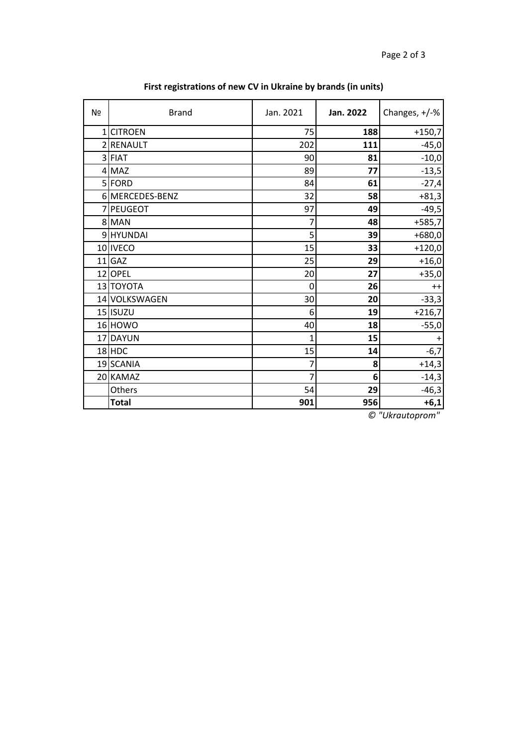**First registrations of new CV in Ukraine by brands (in units)**

| № | Brand | Jan. 2021 | **Jan. 2022** | Changes, +/-% |
|---|---|---|---|---|
| 1 | CITROEN | 75 | **188** | +150,7 |
| 2 | RENAULT | 202 | **111** | -45,0 |
| 3 | FIAT | 90 | **81** | -10,0 |
| 4 | MAZ | 89 | **77** | -13,5 |
| 5 | FORD | 84 | **61** | -27,4 |
| 6 | MERCEDES-BENZ | 32 | **58** | +81,3 |
| 7 | PEUGEOT | 97 | **49** | -49,5 |
| 8 | MAN | 7 | **48** | +585,7 |
| 9 | HYUNDAI | 5 | **39** | +680,0 |
| 10 | IVECO | 15 | **33** | +120,0 |
| 11 | GAZ | 25 | **29** | +16,0 |
| 12 | OPEL | 20 | **27** | +35,0 |
| 13 | TOYOTA | 0 | **26** | ++ |
| 14 | VOLKSWAGEN | 30 | **20** | -33,3 |
| 15 | ISUZU | 6 | **19** | +216,7 |
| 16 | HOWO | 40 | **18** | -55,0 |
| 17 | DAYUN | 1 | **15** | + |
| 18 | HDC | 15 | **14** | -6,7 |
| 19 | SCANIA | 7 | **8** | +14,3 |
| 20 | KAMAZ | 7 | **6** | -14,3 |
| | Others | 54 | **29** | -46,3 |
| | **Total** | **901** | **956** | **+6,1** |

*© "Ukrautoprom"*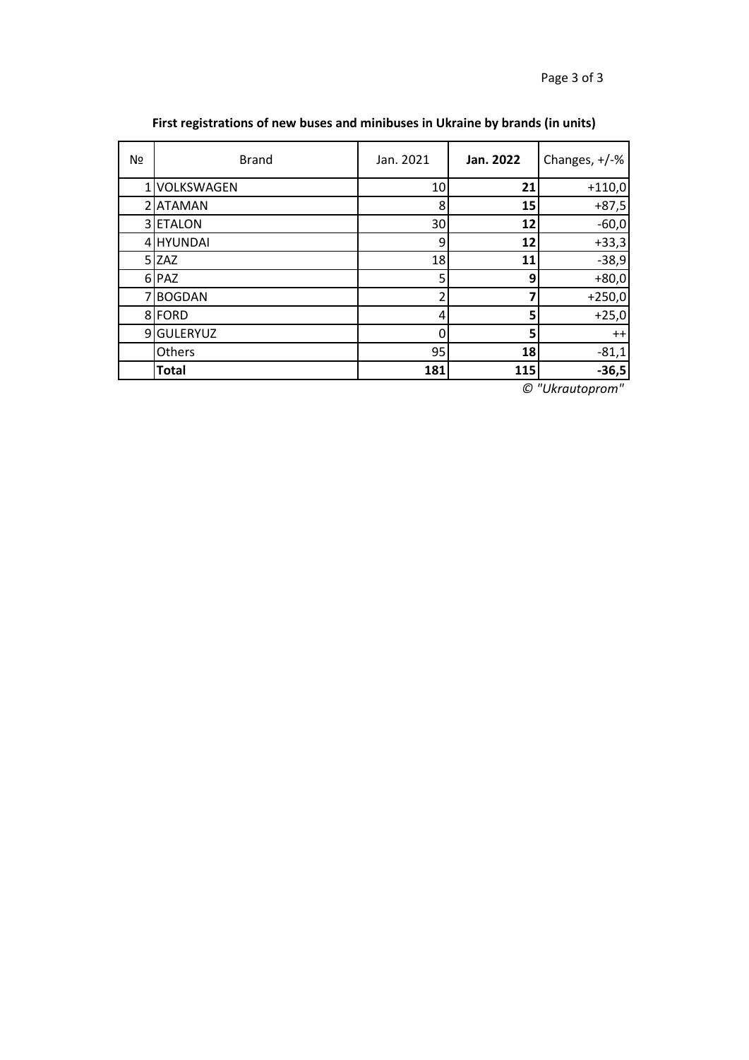**First registrations of new buses and minibuses in Ukraine by brands (in units)**

| № | Brand | Jan. 2021 | **Jan. 2022** | Changes, +/-% |
|---|---|---|---|---|
| 1 | VOLKSWAGEN | 10 | **21** | +110,0 |
| 2 | ATAMAN | 8 | **15** | +87,5 |
| 3 | ETALON | 30 | **12** | -60,0 |
| 4 | HYUNDAI | 9 | **12** | +33,3 |
| 5 | ZAZ | 18 | **11** | -38,9 |
| 6 | PAZ | 5 | **9** | +80,0 |
| 7 | BOGDAN | 2 | **7** | +250,0 |
| 8 | FORD | 4 | **5** | +25,0 |
| 9 | GULERYUZ | 0 | **5** | ++ |
| | Others | 95 | **18** | -81,1 |
| | **Total** | **181** | **115** | **-36,5** |

*© "Ukrautoprom"*